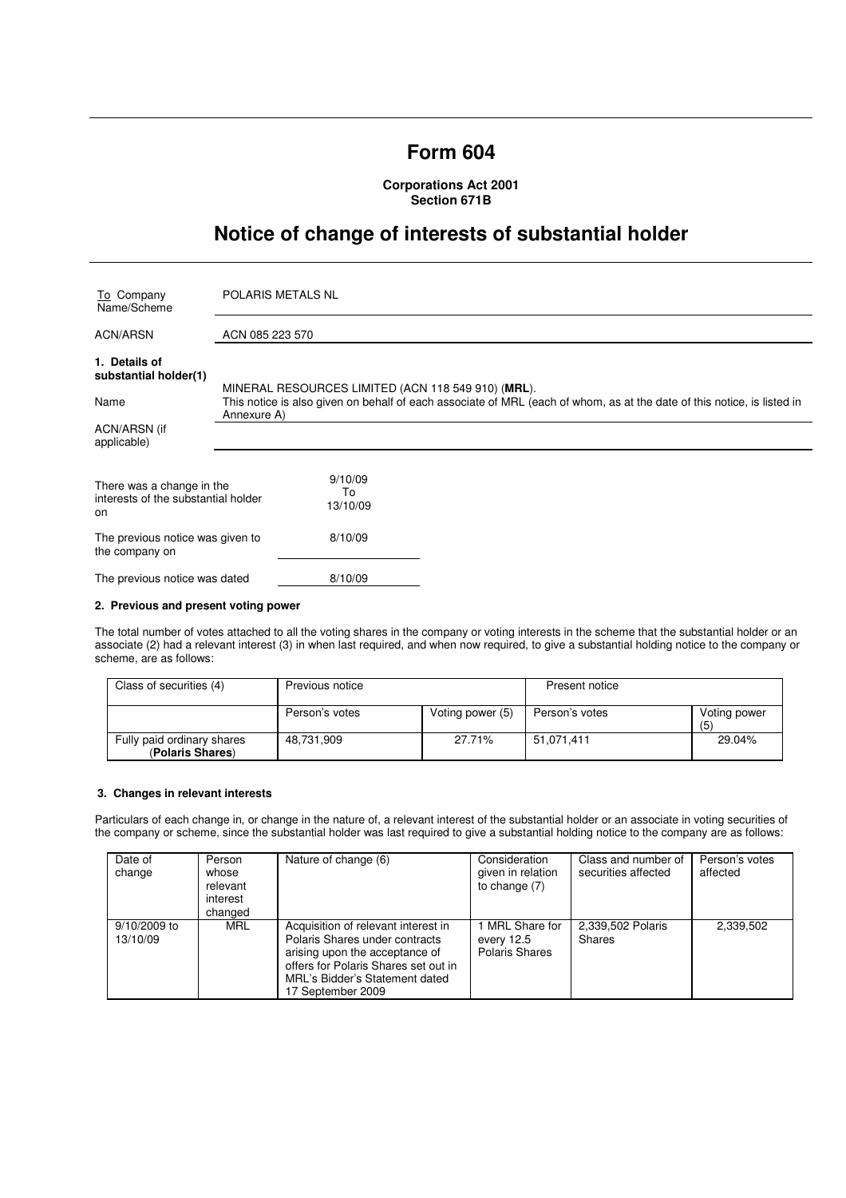# Form 604

**Corporations Act 2001**
**Section 671B**

# Notice of change of interests of substantial holder

| To Company Name/Scheme | POLARIS METALS NL |
|---|---|
| ACN/ARSN | ACN 085 223 570 |

**1. Details of substantial holder(1)**

| | |
|---|---|
| Name | MINERAL RESOURCES LIMITED (ACN 118 549 910) (**MRL**). This notice is also given on behalf of each associate of MRL (each of whom, as at the date of this notice, is listed in Annexure A) |
| ACN/ARSN (if applicable) | |

| | |
|---|---|
| There was a change in the interests of the substantial holder on | 9/10/09 To 13/10/09 |
| The previous notice was given to the company on | 8/10/09 |
| The previous notice was dated | 8/10/09 |

**2. Previous and present voting power**

The total number of votes attached to all the voting shares in the company or voting interests in the scheme that the substantial holder or an associate (2) had a relevant interest (3) in when last required, and when now required, to give a substantial holding notice to the company or scheme, are as follows:

| Class of securities (4) | Previous notice | | Present notice | |
|---|---|---|---|---|
| | Person's votes | Voting power (5) | Person's votes | Voting power (5) |
| Fully paid ordinary shares (**Polaris Shares**) | 48,731,909 | 27.71% | 51,071,411 | 29.04% |

**3. Changes in relevant interests**

Particulars of each change in, or change in the nature of, a relevant interest of the substantial holder or an associate in voting securities of the company or scheme, since the substantial holder was last required to give a substantial holding notice to the company are as follows:

| Date of change | Person whose relevant interest changed | Nature of change (6) | Consideration given in relation to change (7) | Class and number of securities affected | Person's votes affected |
|---|---|---|---|---|---|
| 9/10/2009 to 13/10/09 | MRL | Acquisition of relevant interest in Polaris Shares under contracts arising upon the acceptance of offers for Polaris Shares set out in MRL's Bidder's Statement dated 17 September 2009 | 1 MRL Share for every 12.5 Polaris Shares | 2,339,502 Polaris Shares | 2,339,502 |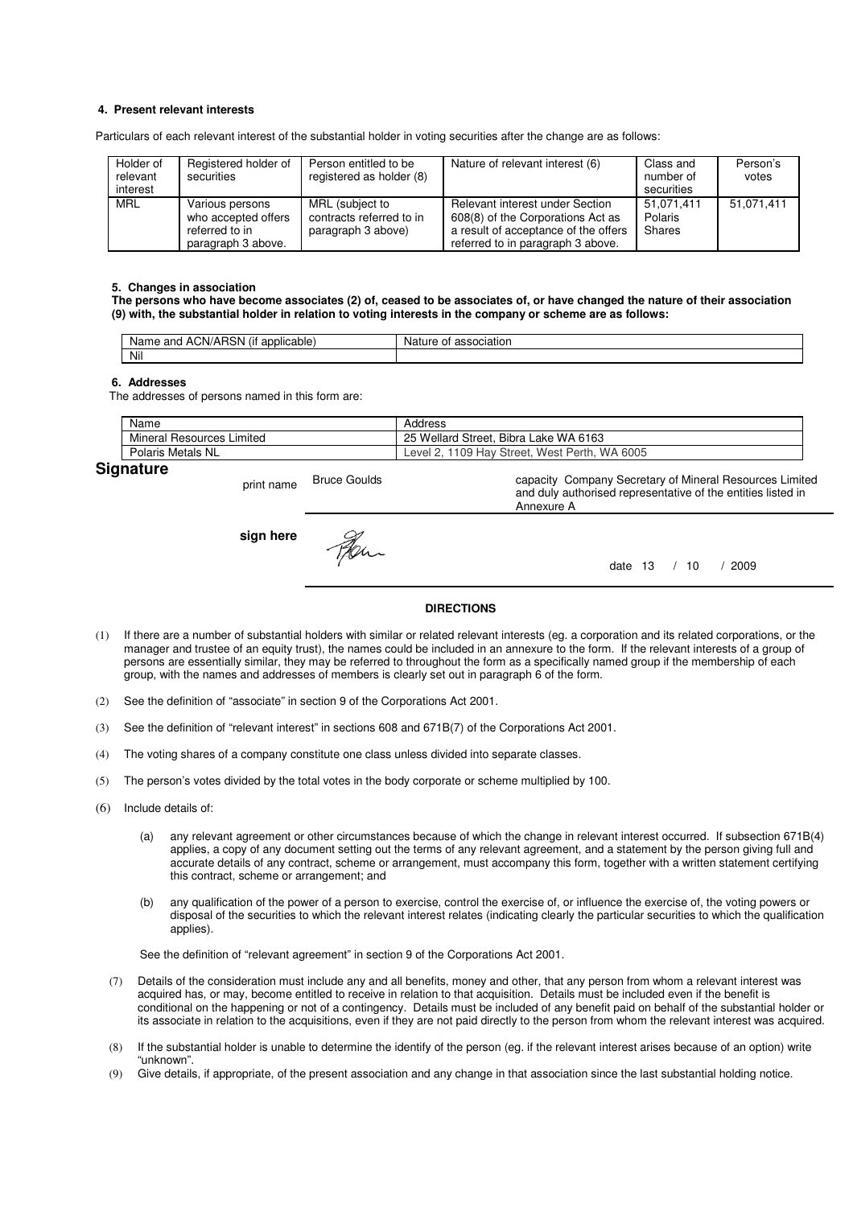#### 4. Present relevant interests

Particulars of each relevant interest of the substantial holder in voting securities after the change are as follows:

| Holder of relevant interest | Registered holder of securities | Person entitled to be registered as holder (8) | Nature of relevant interest (6) | Class and number of securities | Person's votes |
|---|---|---|---|---|---|
| MRL | Various persons who accepted offers referred to in paragraph 3 above. | MRL (subject to contracts referred to in paragraph 3 above) | Relevant interest under Section 608(8) of the Corporations Act as a result of acceptance of the offers referred to in paragraph 3 above. | 51,071,411 Polaris Shares | 51,071,411 |

#### 5. Changes in association

**The persons who have become associates (2) of, ceased to be associates of, or have changed the nature of their association (9) with, the substantial holder in relation to voting interests in the company or scheme are as follows:**

| Name and ACN/ARSN (if applicable) | Nature of association |
|---|---|
| Nil | |

#### 6. Addresses

The addresses of persons named in this form are:

| Name | Address |
|---|---|
| Mineral Resources Limited | 25 Wellard Street, Bibra Lake WA 6163 |
| Polaris Metals NL | Level 2, 1109 Hay Street, West Perth, WA 6005 |

## Signature

print name Bruce Goulds

capacity Company Secretary of Mineral Resources Limited and duly authorised representative of the entities listed in Annexure A

**sign here**

date 13 / 10 / 2009

**DIRECTIONS**

(1) If there are a number of substantial holders with similar or related relevant interests (eg. a corporation and its related corporations, or the manager and trustee of an equity trust), the names could be included in an annexure to the form. If the relevant interests of a group of persons are essentially similar, they may be referred to throughout the form as a specifically named group if the membership of each group, with the names and addresses of members is clearly set out in paragraph 6 of the form.

(2) See the definition of "associate" in section 9 of the Corporations Act 2001.

(3) See the definition of "relevant interest" in sections 608 and 671B(7) of the Corporations Act 2001.

(4) The voting shares of a company constitute one class unless divided into separate classes.

(5) The person's votes divided by the total votes in the body corporate or scheme multiplied by 100.

(6) Include details of:

(a) any relevant agreement or other circumstances because of which the change in relevant interest occurred. If subsection 671B(4) applies, a copy of any document setting out the terms of any relevant agreement, and a statement by the person giving full and accurate details of any contract, scheme or arrangement, must accompany this form, together with a written statement certifying this contract, scheme or arrangement; and

(b) any qualification of the power of a person to exercise, control the exercise of, or influence the exercise of, the voting powers or disposal of the securities to which the relevant interest relates (indicating clearly the particular securities to which the qualification applies).

See the definition of "relevant agreement" in section 9 of the Corporations Act 2001.

(7) Details of the consideration must include any and all benefits, money and other, that any person from whom a relevant interest was acquired has, or may, become entitled to receive in relation to that acquisition. Details must be included even if the benefit is conditional on the happening or not of a contingency. Details must be included of any benefit paid on behalf of the substantial holder or its associate in relation to the acquisitions, even if they are not paid directly to the person from whom the relevant interest was acquired.

(8) If the substantial holder is unable to determine the identify of the person (eg. if the relevant interest arises because of an option) write "unknown".

(9) Give details, if appropriate, of the present association and any change in that association since the last substantial holding notice.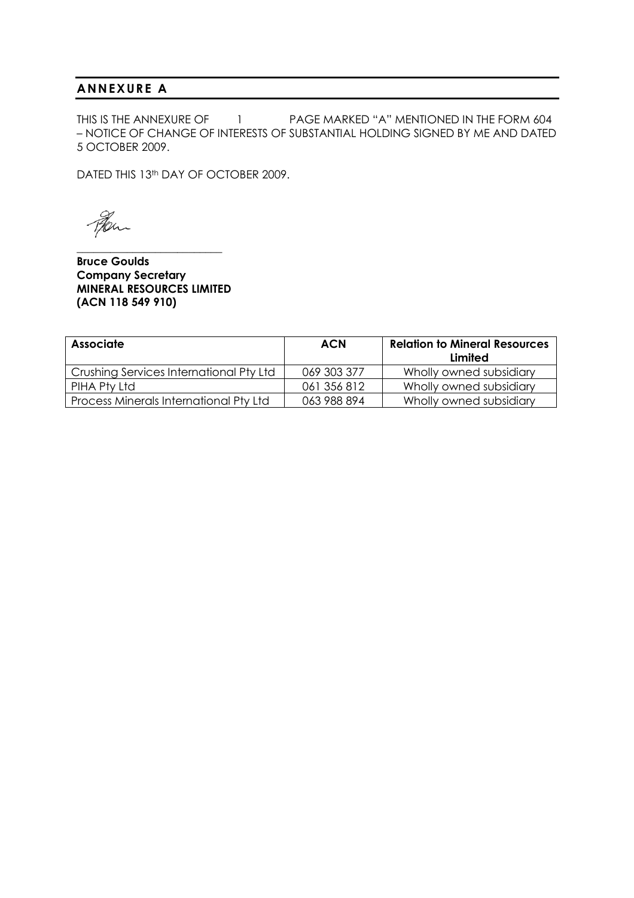## ANNEXURE A

THIS IS THE ANNEXURE OF 1 PAGE MARKED "A" MENTIONED IN THE FORM 604 – NOTICE OF CHANGE OF INTERESTS OF SUBSTANTIAL HOLDING SIGNED BY ME AND DATED 5 OCTOBER 2009.

DATED THIS 13th DAY OF OCTOBER 2009.

\_\_\_\_\_\_\_\_\_\_\_\_\_\_\_\_\_\_\_\_\_\_\_\_\_\_\_\_

**Bruce Goulds**
**Company Secretary**
**MINERAL RESOURCES LIMITED**
**(ACN 118 549 910)**

| Associate | ACN | Relation to Mineral Resources Limited |
|---|---|---|
| Crushing Services International Pty Ltd | 069 303 377 | Wholly owned subsidiary |
| PIHA Pty Ltd | 061 356 812 | Wholly owned subsidiary |
| Process Minerals International Pty Ltd | 063 988 894 | Wholly owned subsidiary |